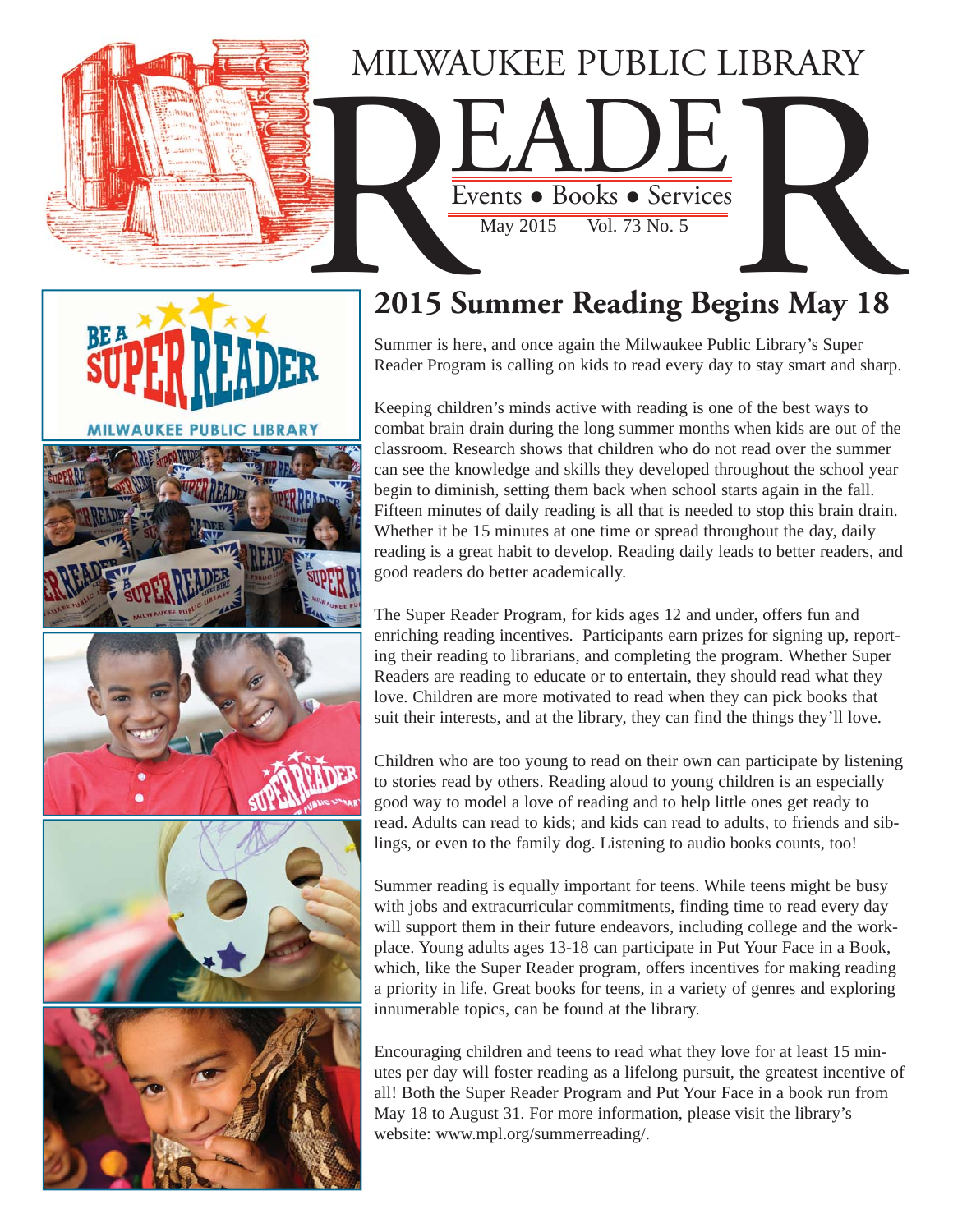# MILWAUKEE PUBLIC LIBRARY READER

Events • Books • Services

May 2015 Vol. 73 No. 5

## 2015 Summer Reading Begins May 18

Summer is here, and once again the Milwaukee Public Library's Super Reader Program is calling on kids to read every day to stay smart and sharp.

Keeping children's minds active with reading is one of the best ways to combat brain drain during the long summer months when kids are out of the classroom. Research shows that children who do not read over the summer can see the knowledge and skills they developed throughout the school year begin to diminish, setting them back when school starts again in the fall. Fifteen minutes of daily reading is all that is needed to stop this brain drain. Whether it be 15 minutes at one time or spread throughout the day, daily reading is a great habit to develop. Reading daily leads to better readers, and good readers do better academically.

The Super Reader Program, for kids ages 12 and under, offers fun and enriching reading incentives. Participants earn prizes for signing up, reporting their reading to librarians, and completing the program. Whether Super Readers are reading to educate or to entertain, they should read what they love. Children are more motivated to read when they can pick books that suit their interests, and at the library, they can find the things they'll love.

Children who are too young to read on their own can participate by listening to stories read by others. Reading aloud to young children is an especially good way to model a love of reading and to help little ones get ready to read. Adults can read to kids; and kids can read to adults, to friends and siblings, or even to the family dog. Listening to audio books counts, too!

Summer reading is equally important for teens. While teens might be busy with jobs and extracurricular commitments, finding time to read every day will support them in their future endeavors, including college and the workplace. Young adults ages 13-18 can participate in Put Your Face in a Book, which, like the Super Reader program, offers incentives for making reading a priority in life. Great books for teens, in a variety of genres and exploring innumerable topics, can be found at the library.

Encouraging children and teens to read what they love for at least 15 minutes per day will foster reading as a lifelong pursuit, the greatest incentive of all! Both the Super Reader Program and Put Your Face in a book run from May 18 to August 31. For more information, please visit the library's website: www.mpl.org/summerreading/.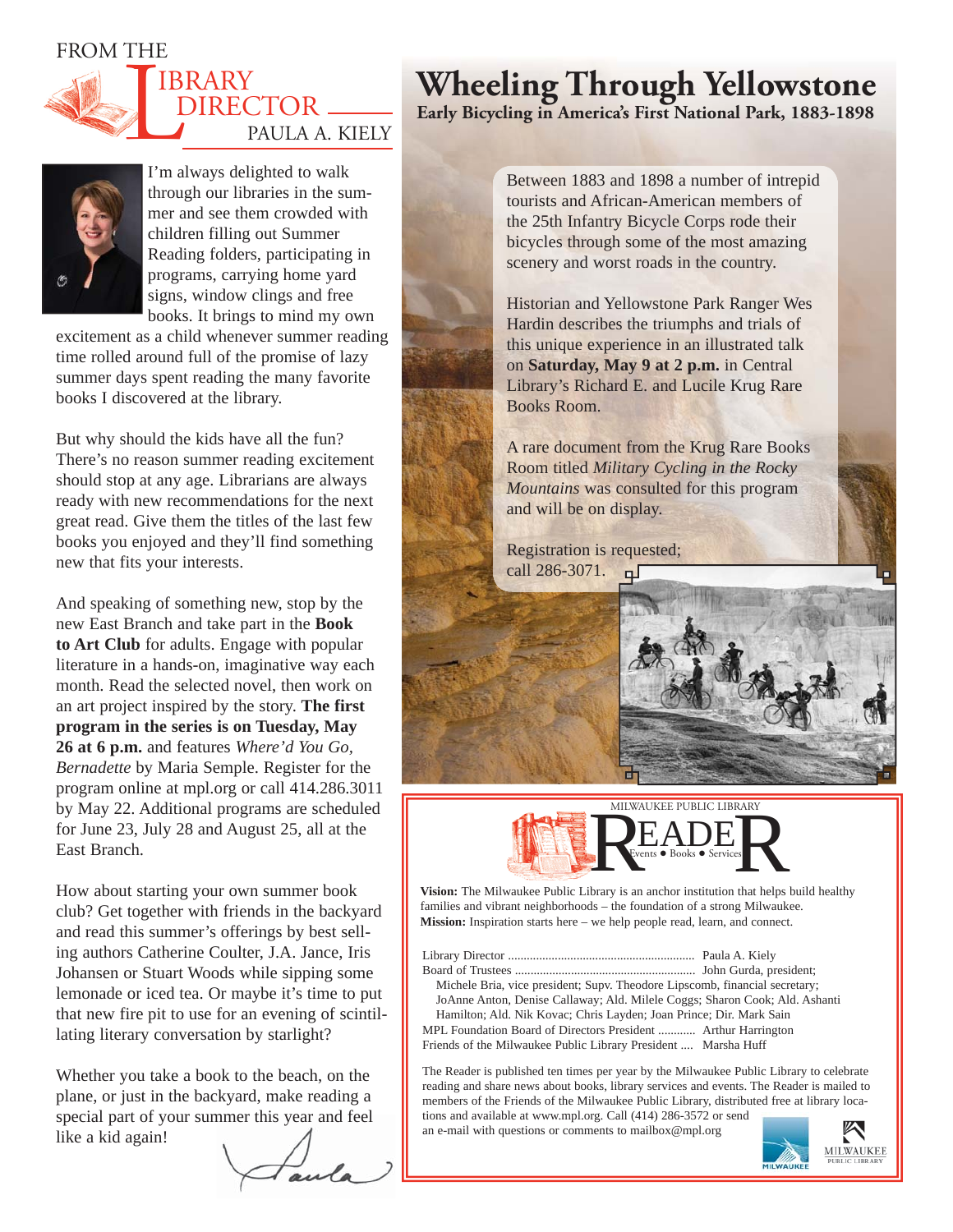## FROM THE LIBRARY DIRECTOR

PAULA A. KIELY

I'm always delighted to walk through our libraries in the summer and see them crowded with children filling out Summer Reading folders, participating in programs, carrying home yard signs, window clings and free books. It brings to mind my own excitement as a child whenever summer reading time rolled around full of the promise of lazy summer days spent reading the many favorite books I discovered at the library.

But why should the kids have all the fun? There's no reason summer reading excitement should stop at any age. Librarians are always ready with new recommendations for the next great read. Give them the titles of the last few books you enjoyed and they'll find something new that fits your interests.

And speaking of something new, stop by the new East Branch and take part in the **Book to Art Club** for adults. Engage with popular literature in a hands-on, imaginative way each month. Read the selected novel, then work on an art project inspired by the story. **The first program in the series is on Tuesday, May 26 at 6 p.m.** and features *Where'd You Go, Bernadette* by Maria Semple. Register for the program online at mpl.org or call 414.286.3011 by May 22. Additional programs are scheduled for June 23, July 28 and August 25, all at the East Branch.

How about starting your own summer book club? Get together with friends in the backyard and read this summer's offerings by best selling authors Catherine Coulter, J.A. Jance, Iris Johansen or Stuart Woods while sipping some lemonade or iced tea. Or maybe it's time to put that new fire pit to use for an evening of scintillating literary conversation by starlight?

Whether you take a book to the beach, on the plane, or just in the backyard, make reading a special part of your summer this year and feel like a kid again!

Paula

# Wheeling Through Yellowstone

**Early Bicycling in America's First National Park, 1883-1898**

Between 1883 and 1898 a number of intrepid tourists and African-American members of the 25th Infantry Bicycle Corps rode their bicycles through some of the most amazing scenery and worst roads in the country.

Historian and Yellowstone Park Ranger Wes Hardin describes the triumphs and trials of this unique experience in an illustrated talk on **Saturday, May 9 at 2 p.m.** in Central Library's Richard E. and Lucile Krug Rare Books Room.

A rare document from the Krug Rare Books Room titled *Military Cycling in the Rocky Mountains* was consulted for this program and will be on display.

Registration is requested; call 286-3071.

MILWAUKEE PUBLIC LIBRARY

## READER

Events • Books • Services

**Vision:** The Milwaukee Public Library is an anchor institution that helps build healthy families and vibrant neighborhoods – the foundation of a strong Milwaukee.
**Mission:** Inspiration starts here – we help people read, learn, and connect.

Library Director .......... Paula A. Kiely
Board of Trustees .......... John Gurda, president; Michele Bria, vice president; Supv. Theodore Lipscomb, financial secretary; JoAnne Anton, Denise Callaway; Ald. Milele Coggs; Sharon Cook; Ald. Ashanti Hamilton; Ald. Nik Kovac; Chris Layden; Joan Prince; Dir. Mark Sain
MPL Foundation Board of Directors President .......... Arthur Harrington
Friends of the Milwaukee Public Library President .... Marsha Huff

The Reader is published ten times per year by the Milwaukee Public Library to celebrate reading and share news about books, library services and events. The Reader is mailed to members of the Friends of the Milwaukee Public Library, distributed free at library locations and available at www.mpl.org. Call (414) 286-3572 or send an e-mail with questions or comments to mailbox@mpl.org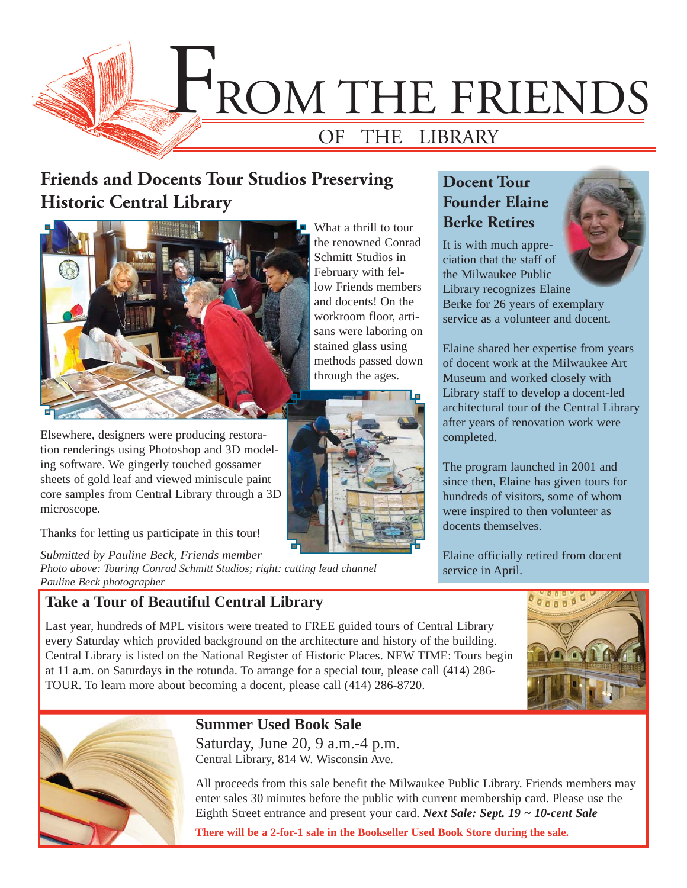# FROM THE FRIENDS OF THE LIBRARY

## Friends and Docents Tour Studios Preserving Historic Central Library

What a thrill to tour the renowned Conrad Schmitt Studios in February with fellow Friends members and docents! On the workroom floor, artisans were laboring on stained glass using methods passed down through the ages.

Elsewhere, designers were producing restoration renderings using Photoshop and 3D modeling software. We gingerly touched gossamer sheets of gold leaf and viewed miniscule paint core samples from Central Library through a 3D microscope.

Thanks for letting us participate in this tour!

*Submitted by Pauline Beck, Friends member*

*Photo above: Touring Conrad Schmitt Studios; right: cutting lead channel*
*Pauline Beck photographer*

## Docent Tour Founder Elaine Berke Retires

It is with much appreciation that the staff of the Milwaukee Public Library recognizes Elaine Berke for 26 years of exemplary service as a volunteer and docent.

Elaine shared her expertise from years of docent work at the Milwaukee Art Museum and worked closely with Library staff to develop a docent-led architectural tour of the Central Library after years of renovation work were completed.

The program launched in 2001 and since then, Elaine has given tours for hundreds of visitors, some of whom were inspired to then volunteer as docents themselves.

Elaine officially retired from docent service in April.

## Take a Tour of Beautiful Central Library

Last year, hundreds of MPL visitors were treated to FREE guided tours of Central Library every Saturday which provided background on the architecture and history of the building. Central Library is listed on the National Register of Historic Places. NEW TIME: Tours begin at 11 a.m. on Saturdays in the rotunda. To arrange for a special tour, please call (414) 286-TOUR. To learn more about becoming a docent, please call (414) 286-8720.

## Summer Used Book Sale

Saturday, June 20, 9 a.m.-4 p.m.
Central Library, 814 W. Wisconsin Ave.

All proceeds from this sale benefit the Milwaukee Public Library. Friends members may enter sales 30 minutes before the public with current membership card. Please use the Eighth Street entrance and present your card. ***Next Sale: Sept. 19 ~ 10-cent Sale***

**There will be a 2-for-1 sale in the Bookseller Used Book Store during the sale.**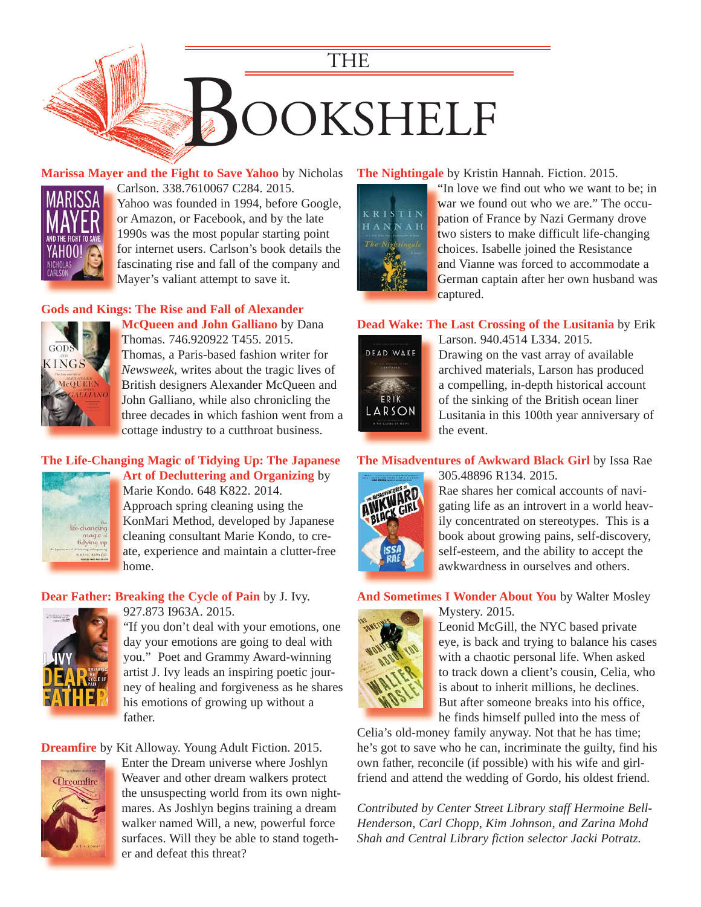# THE BOOKSHELF

**Marissa Mayer and the Fight to Save Yahoo** by Nicholas Carlson. 338.7610067 C284. 2015.
Yahoo was founded in 1994, before Google, or Amazon, or Facebook, and by the late 1990s was the most popular starting point for internet users. Carlson's book details the fascinating rise and fall of the company and Mayer's valiant attempt to save it.

**Gods and Kings: The Rise and Fall of Alexander McQueen and John Galliano** by Dana Thomas. 746.920922 T455. 2015.
Thomas, a Paris-based fashion writer for *Newsweek*, writes about the tragic lives of British designers Alexander McQueen and John Galliano, while also chronicling the three decades in which fashion went from a cottage industry to a cutthroat business.

**The Life-Changing Magic of Tidying Up: The Japanese Art of Decluttering and Organizing** by Marie Kondo. 648 K822. 2014.
Approach spring cleaning using the KonMari Method, developed by Japanese cleaning consultant Marie Kondo, to create, experience and maintain a clutter-free home.

**Dear Father: Breaking the Cycle of Pain** by J. Ivy. 927.873 I963A. 2015.
"If you don't deal with your emotions, one day your emotions are going to deal with you." Poet and Grammy Award-winning artist J. Ivy leads an inspiring poetic journey of healing and forgiveness as he shares his emotions of growing up without a father.

**Dreamfire** by Kit Alloway. Young Adult Fiction. 2015.
Enter the Dream universe where Joshlyn Weaver and other dream walkers protect the unsuspecting world from its own nightmares. As Joshlyn begins training a dream walker named Will, a new, powerful force surfaces. Will they be able to stand together and defeat this threat?

**The Nightingale** by Kristin Hannah. Fiction. 2015.
"In love we find out who we want to be; in war we found out who we are." The occupation of France by Nazi Germany drove two sisters to make difficult life-changing choices. Isabelle joined the Resistance and Vianne was forced to accommodate a German captain after her own husband was captured.

**Dead Wake: The Last Crossing of the Lusitania** by Erik Larson. 940.4514 L334. 2015.
Drawing on the vast array of available archived materials, Larson has produced a compelling, in-depth historical account of the sinking of the British ocean liner Lusitania in this 100th year anniversary of the event.

**The Misadventures of Awkward Black Girl** by Issa Rae 305.48896 R134. 2015.
Rae shares her comical accounts of navigating life as an introvert in a world heavily concentrated on stereotypes. This is a book about growing pains, self-discovery, self-esteem, and the ability to accept the awkwardness in ourselves and others.

**And Sometimes I Wonder About You** by Walter Mosley Mystery. 2015.
Leonid McGill, the NYC based private eye, is back and trying to balance his cases with a chaotic personal life. When asked to track down a client's cousin, Celia, who is about to inherit millions, he declines. But after someone breaks into his office, he finds himself pulled into the mess of Celia's old-money family anyway. Not that he has time; he's got to save who he can, incriminate the guilty, find his own father, reconcile (if possible) with his wife and girlfriend and attend the wedding of Gordo, his oldest friend.

*Contributed by Center Street Library staff Hermoine Bell-Henderson, Carl Chopp, Kim Johnson, and Zarina Mohd Shah and Central Library fiction selector Jacki Potratz.*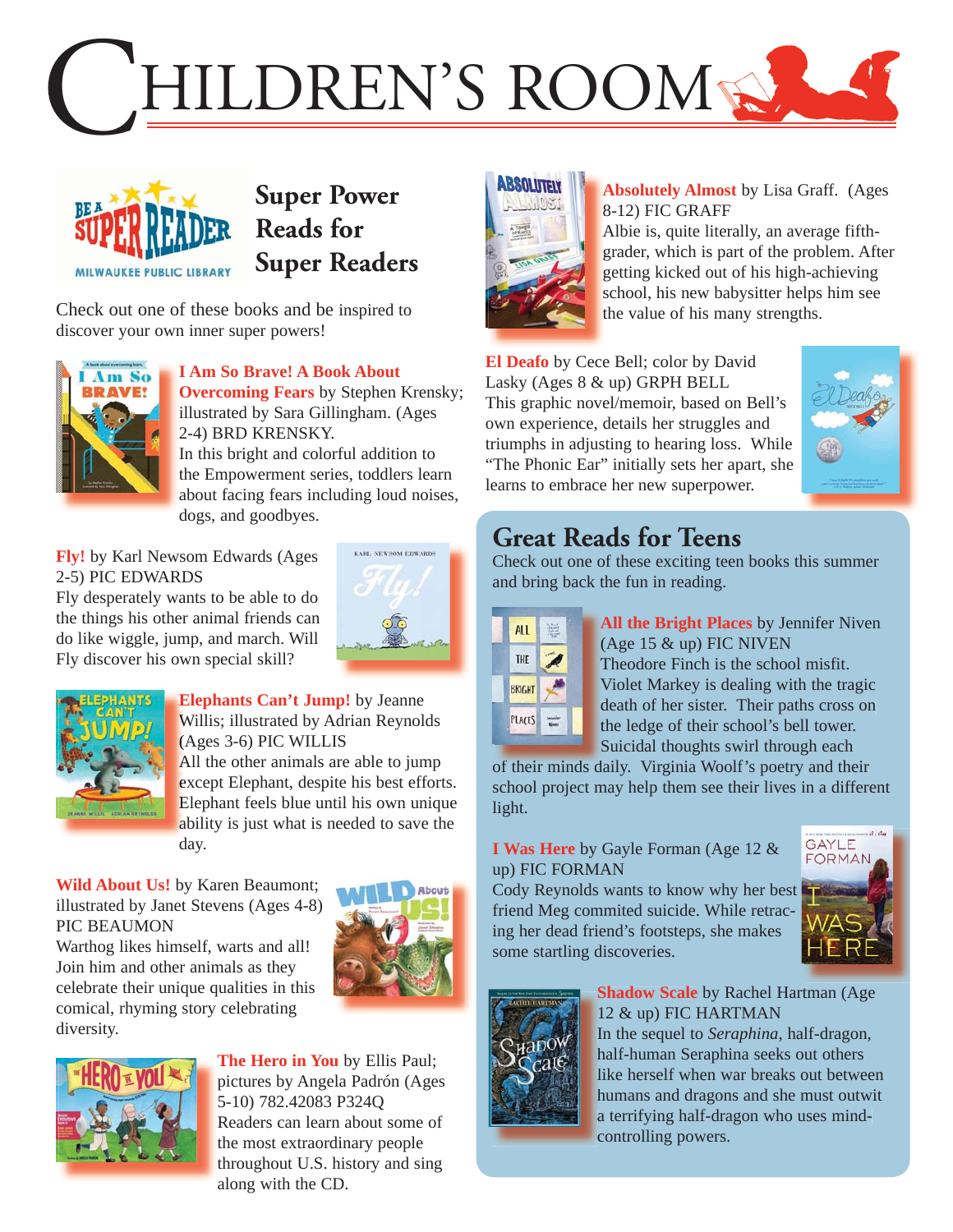# Children's Room

## Super Power Reads for Super Readers

Check out one of these books and be inspired to discover your own inner super powers!

**I Am So Brave! A Book About Overcoming Fears** by Stephen Krensky; illustrated by Sara Gillingham. (Ages 2-4) BRD KRENSKY.
In this bright and colorful addition to the Empowerment series, toddlers learn about facing fears including loud noises, dogs, and goodbyes.

**Fly!** by Karl Newsom Edwards (Ages 2-5) PIC EDWARDS
Fly desperately wants to be able to do the things his other animal friends can do like wiggle, jump, and march. Will Fly discover his own special skill?

**Elephants Can't Jump!** by Jeanne Willis; illustrated by Adrian Reynolds (Ages 3-6) PIC WILLIS
All the other animals are able to jump except Elephant, despite his best efforts. Elephant feels blue until his own unique ability is just what is needed to save the day.

**Wild About Us!** by Karen Beaumont; illustrated by Janet Stevens (Ages 4-8) PIC BEAUMON
Warthog likes himself, warts and all! Join him and other animals as they celebrate their unique qualities in this comical, rhyming story celebrating diversity.

**The Hero in You** by Ellis Paul; pictures by Angela Padrón (Ages 5-10) 782.42083 P324Q
Readers can learn about some of the most extraordinary people throughout U.S. history and sing along with the CD.

**Absolutely Almost** by Lisa Graff. (Ages 8-12) FIC GRAFF
Albie is, quite literally, an average fifth-grader, which is part of the problem. After getting kicked out of his high-achieving school, his new babysitter helps him see the value of his many strengths.

**El Deafo** by Cece Bell; color by David Lasky (Ages 8 & up) GRPH BELL
This graphic novel/memoir, based on Bell's own experience, details her struggles and triumphs in adjusting to hearing loss. While "The Phonic Ear" initially sets her apart, she learns to embrace her new superpower.

## Great Reads for Teens

Check out one of these exciting teen books this summer and bring back the fun in reading.

**All the Bright Places** by Jennifer Niven (Age 15 & up) FIC NIVEN
Theodore Finch is the school misfit. Violet Markey is dealing with the tragic death of her sister. Their paths cross on the ledge of their school's bell tower. Suicidal thoughts swirl through each of their minds daily. Virginia Woolf's poetry and their school project may help them see their lives in a different light.

**I Was Here** by Gayle Forman (Age 12 & up) FIC FORMAN
Cody Reynolds wants to know why her best friend Meg commited suicide. While retracing her dead friend's footsteps, she makes some startling discoveries.

**Shadow Scale** by Rachel Hartman (Age 12 & up) FIC HARTMAN
In the sequel to *Seraphina*, half-dragon, half-human Seraphina seeks out others like herself when war breaks out between humans and dragons and she must outwit a terrifying half-dragon who uses mind-controlling powers.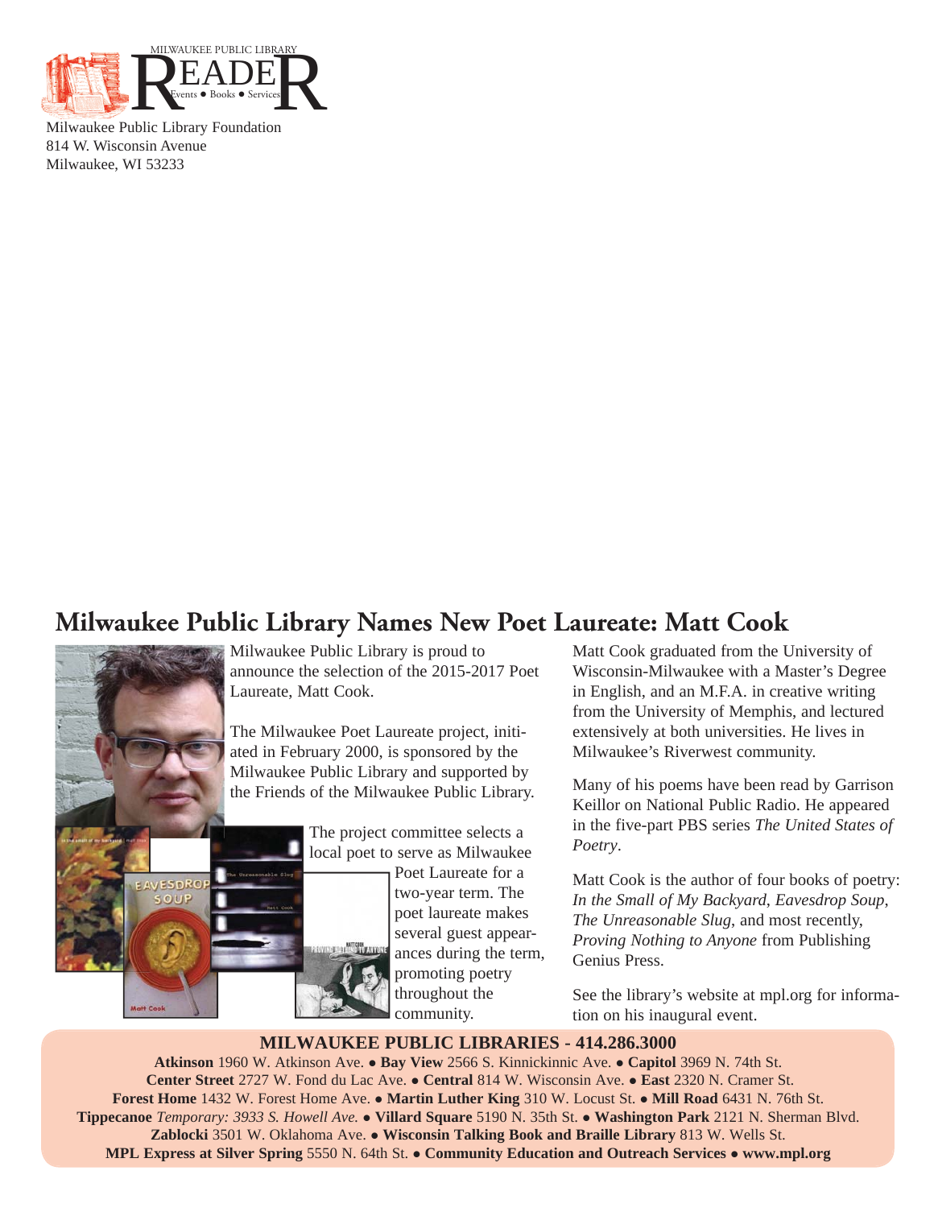MILWAUKEE PUBLIC LIBRARY

READER

Events ● Books ● Services

Milwaukee Public Library Foundation
814 W. Wisconsin Avenue
Milwaukee, WI 53233

## Milwaukee Public Library Names New Poet Laureate: Matt Cook

Milwaukee Public Library is proud to announce the selection of the 2015-2017 Poet Laureate, Matt Cook.

The Milwaukee Poet Laureate project, initiated in February 2000, is sponsored by the Milwaukee Public Library and supported by the Friends of the Milwaukee Public Library.

The project committee selects a local poet to serve as Milwaukee Poet Laureate for a two-year term. The poet laureate makes several guest appearances during the term, promoting poetry throughout the community.

Matt Cook graduated from the University of Wisconsin-Milwaukee with a Master's Degree in English, and an M.F.A. in creative writing from the University of Memphis, and lectured extensively at both universities. He lives in Milwaukee's Riverwest community.

Many of his poems have been read by Garrison Keillor on National Public Radio. He appeared in the five-part PBS series *The United States of Poetry*.

Matt Cook is the author of four books of poetry: *In the Small of My Backyard*, *Eavesdrop Soup*, *The Unreasonable Slug*, and most recently, *Proving Nothing to Anyone* from Publishing Genius Press.

See the library's website at mpl.org for information on his inaugural event.

**MILWAUKEE PUBLIC LIBRARIES - 414.286.3000**

**Atkinson** 1960 W. Atkinson Ave. ● **Bay View** 2566 S. Kinnickinnic Ave. ● **Capitol** 3969 N. 74th St.
**Center Street** 2727 W. Fond du Lac Ave. ● **Central** 814 W. Wisconsin Ave. ● **East** 2320 N. Cramer St.
**Forest Home** 1432 W. Forest Home Ave. ● **Martin Luther King** 310 W. Locust St. ● **Mill Road** 6431 N. 76th St.
**Tippecanoe** *Temporary: 3933 S. Howell Ave.* ● **Villard Square** 5190 N. 35th St. ● **Washington Park** 2121 N. Sherman Blvd.
**Zablocki** 3501 W. Oklahoma Ave. ● **Wisconsin Talking Book and Braille Library** 813 W. Wells St.
**MPL Express at Silver Spring** 5550 N. 64th St. ● **Community Education and Outreach Services** ● **www.mpl.org**